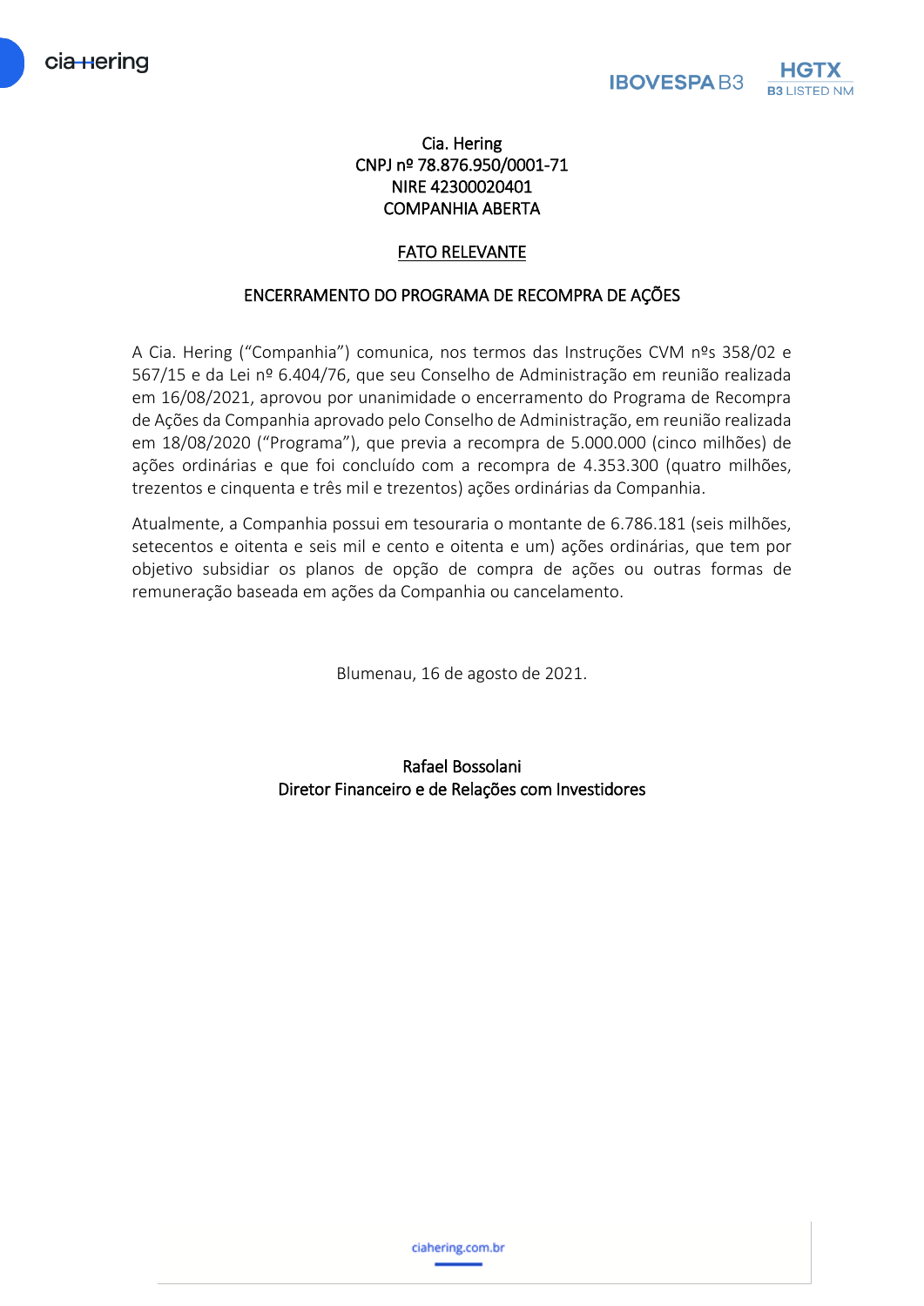Cia. Hering
CNPJ nº 78.876.950/0001-71
NIRE 42300020401
COMPANHIA ABERTA

# FATO RELEVANTE

## ENCERRAMENTO DO PROGRAMA DE RECOMPRA DE AÇÕES

A Cia. Hering ("Companhia") comunica, nos termos das Instruções CVM nºs 358/02 e 567/15 e da Lei nº 6.404/76, que seu Conselho de Administração em reunião realizada em 16/08/2021, aprovou por unanimidade o encerramento do Programa de Recompra de Ações da Companhia aprovado pelo Conselho de Administração, em reunião realizada em 18/08/2020 ("Programa"), que previa a recompra de 5.000.000 (cinco milhões) de ações ordinárias e que foi concluído com a recompra de 4.353.300 (quatro milhões, trezentos e cinquenta e três mil e trezentos) ações ordinárias da Companhia.

Atualmente, a Companhia possui em tesouraria o montante de 6.786.181 (seis milhões, setecentos e oitenta e seis mil e cento e oitenta e um) ações ordinárias, que tem por objetivo subsidiar os planos de opção de compra de ações ou outras formas de remuneração baseada em ações da Companhia ou cancelamento.

Blumenau, 16 de agosto de 2021.

Rafael Bossolani
Diretor Financeiro e de Relações com Investidores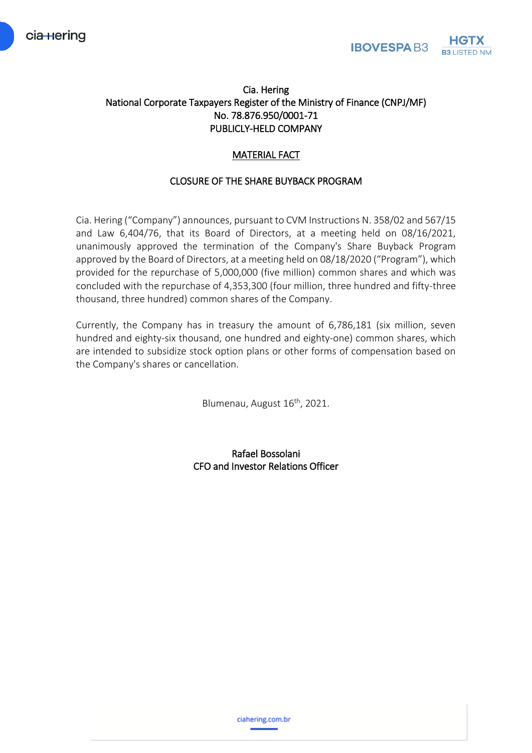Cia. Hering
National Corporate Taxpayers Register of the Ministry of Finance (CNPJ/MF)
No. 78.876.950/0001-71
PUBLICLY-HELD COMPANY

## MATERIAL FACT

## CLOSURE OF THE SHARE BUYBACK PROGRAM

Cia. Hering ("Company") announces, pursuant to CVM Instructions N. 358/02 and 567/15 and Law 6,404/76, that its Board of Directors, at a meeting held on 08/16/2021, unanimously approved the termination of the Company's Share Buyback Program approved by the Board of Directors, at a meeting held on 08/18/2020 ("Program"), which provided for the repurchase of 5,000,000 (five million) common shares and which was concluded with the repurchase of 4,353,300 (four million, three hundred and fifty-three thousand, three hundred) common shares of the Company.

Currently, the Company has in treasury the amount of 6,786,181 (six million, seven hundred and eighty-six thousand, one hundred and eighty-one) common shares, which are intended to subsidize stock option plans or other forms of compensation based on the Company's shares or cancellation.

Blumenau, August 16th, 2021.

Rafael Bossolani
CFO and Investor Relations Officer